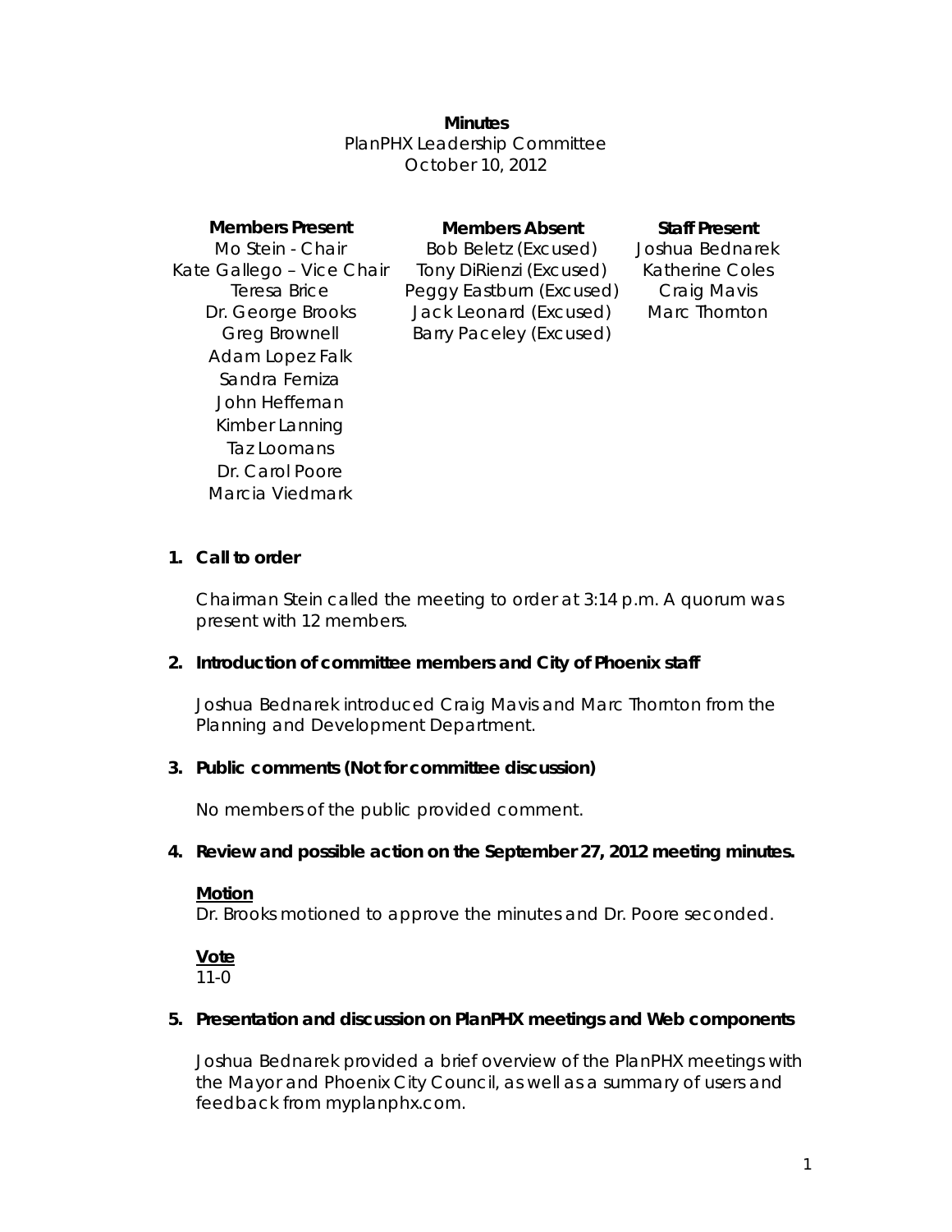**Minutes**
PlanPHX Leadership Committee
October 10, 2012

| **Members Present** | **Members Absent** | **Staff Present** |
| --- | --- | --- |
| Mo Stein - Chair | Bob Beletz (Excused) | Joshua Bednarek |
| Kate Gallego – Vice Chair | Tony DiRienzi (Excused) | Katherine Coles |
| Teresa Brice | Peggy Eastburn (Excused) | Craig Mavis |
| Dr. George Brooks | Jack Leonard (Excused) | Marc Thornton |
| Greg Brownell | Barry Paceley (Excused) | |
| Adam Lopez Falk | | |
| Sandra Ferniza | | |
| John Heffernan | | |
| Kimber Lanning | | |
| Taz Loomans | | |
| Dr. Carol Poore | | |
| Marcia Viedmark | | |

1. **Call to order**

   Chairman Stein called the meeting to order at 3:14 p.m. A quorum was present with 12 members.

2. **Introduction of committee members and City of Phoenix staff**

   Joshua Bednarek introduced Craig Mavis and Marc Thornton from the Planning and Development Department.

3. **Public comments (Not for committee discussion)**

   No members of the public provided comment.

4. **Review and possible action on the September 27, 2012 meeting minutes.**

   **<u>Motion</u>**
   Dr. Brooks motioned to approve the minutes and Dr. Poore seconded.

   **<u>Vote</u>**
   11-0

5. **Presentation and discussion on PlanPHX meetings and Web components**

   Joshua Bednarek provided a brief overview of the PlanPHX meetings with the Mayor and Phoenix City Council, as well as a summary of users and feedback from myplanphx.com.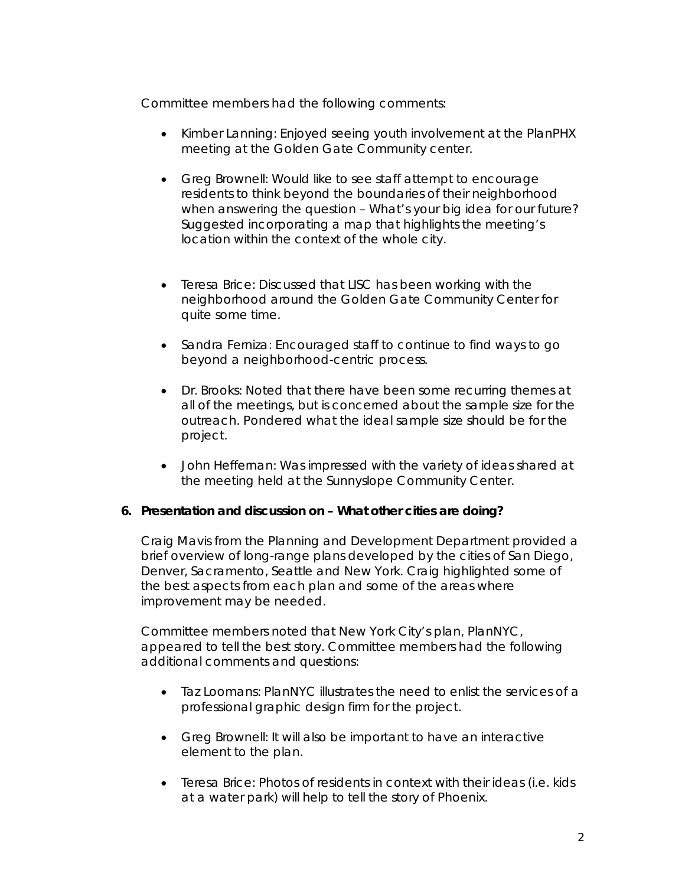Committee members had the following comments:

- Kimber Lanning: Enjoyed seeing youth involvement at the PlanPHX meeting at the Golden Gate Community center.

- Greg Brownell: Would like to see staff attempt to encourage residents to think beyond the boundaries of their neighborhood when answering the question – What's your big idea for our future? Suggested incorporating a map that highlights the meeting's location within the context of the whole city.

- Teresa Brice: Discussed that LISC has been working with the neighborhood around the Golden Gate Community Center for quite some time.

- Sandra Ferniza: Encouraged staff to continue to find ways to go beyond a neighborhood-centric process.

- Dr. Brooks: Noted that there have been some recurring themes at all of the meetings, but is concerned about the sample size for the outreach. Pondered what the ideal sample size should be for the project.

- John Heffernan: Was impressed with the variety of ideas shared at the meeting held at the Sunnyslope Community Center.

**6. Presentation and discussion on – What other cities are doing?**

Craig Mavis from the Planning and Development Department provided a brief overview of long-range plans developed by the cities of San Diego, Denver, Sacramento, Seattle and New York. Craig highlighted some of the best aspects from each plan and some of the areas where improvement may be needed.

Committee members noted that New York City's plan, PlanNYC, appeared to tell the best story. Committee members had the following additional comments and questions:

- Taz Loomans: PlanNYC illustrates the need to enlist the services of a professional graphic design firm for the project.

- Greg Brownell: It will also be important to have an interactive element to the plan.

- Teresa Brice: Photos of residents in context with their ideas (i.e. kids at a water park) will help to tell the story of Phoenix.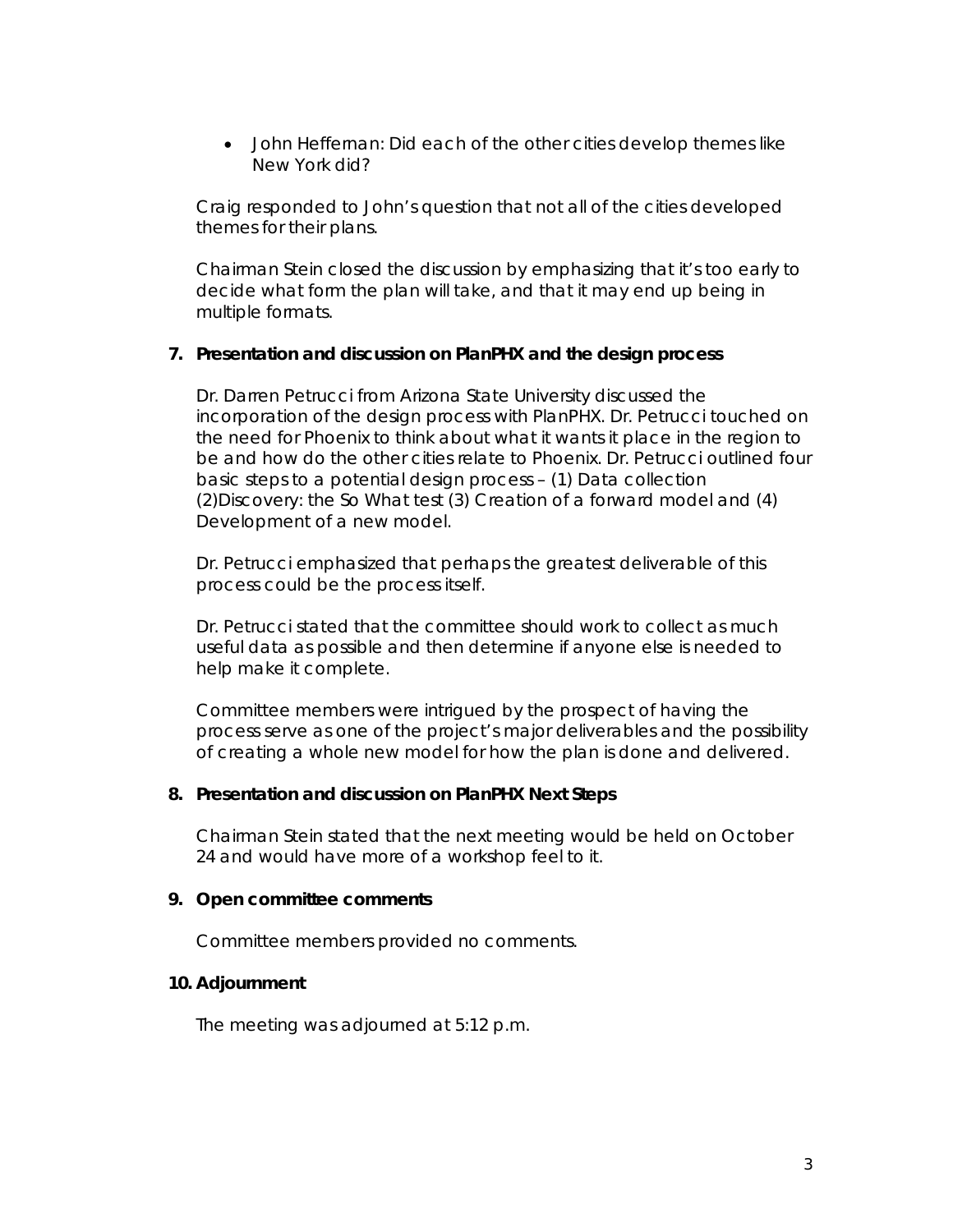- John Heffernan: Did each of the other cities develop themes like New York did?

Craig responded to John's question that not all of the cities developed themes for their plans.

Chairman Stein closed the discussion by emphasizing that it's too early to decide what form the plan will take, and that it may end up being in multiple formats.

**7. Presentation and discussion on PlanPHX and the design process**

Dr. Darren Petrucci from Arizona State University discussed the incorporation of the design process with PlanPHX. Dr. Petrucci touched on the need for Phoenix to think about what it wants it place in the region to be and how do the other cities relate to Phoenix. Dr. Petrucci outlined four basic steps to a potential design process – (1) Data collection (2)Discovery: the So What test (3) Creation of a forward model and (4) Development of a new model.

Dr. Petrucci emphasized that perhaps the greatest deliverable of this process could be the process itself.

Dr. Petrucci stated that the committee should work to collect as much useful data as possible and then determine if anyone else is needed to help make it complete.

Committee members were intrigued by the prospect of having the process serve as one of the project's major deliverables and the possibility of creating a whole new model for how the plan is done and delivered.

**8. Presentation and discussion on PlanPHX Next Steps**

Chairman Stein stated that the next meeting would be held on October 24 and would have more of a workshop feel to it.

**9. Open committee comments**

Committee members provided no comments.

**10. Adjournment**

The meeting was adjourned at 5:12 p.m.